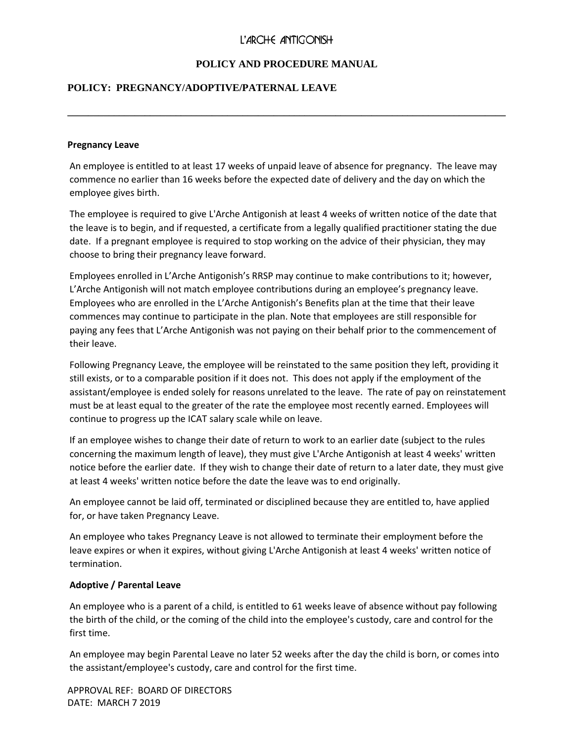# L'ARCHE ANTIGONISH

## POLICY AND PROCEDURE MANUAL

## POLICY: PREGNANCY/ADOPTIVE/PATERNAL LEAVE

---

**Pregnancy Leave**

An employee is entitled to at least 17 weeks of unpaid leave of absence for pregnancy. The leave may commence no earlier than 16 weeks before the expected date of delivery and the day on which the employee gives birth.

The employee is required to give L'Arche Antigonish at least 4 weeks of written notice of the date that the leave is to begin, and if requested, a certificate from a legally qualified practitioner stating the due date. If a pregnant employee is required to stop working on the advice of their physician, they may choose to bring their pregnancy leave forward.

Employees enrolled in L'Arche Antigonish's RRSP may continue to make contributions to it; however, L'Arche Antigonish will not match employee contributions during an employee's pregnancy leave. Employees who are enrolled in the L'Arche Antigonish's Benefits plan at the time that their leave commences may continue to participate in the plan. Note that employees are still responsible for paying any fees that L'Arche Antigonish was not paying on their behalf prior to the commencement of their leave.

Following Pregnancy Leave, the employee will be reinstated to the same position they left, providing it still exists, or to a comparable position if it does not. This does not apply if the employment of the assistant/employee is ended solely for reasons unrelated to the leave. The rate of pay on reinstatement must be at least equal to the greater of the rate the employee most recently earned. Employees will continue to progress up the ICAT salary scale while on leave.

If an employee wishes to change their date of return to work to an earlier date (subject to the rules concerning the maximum length of leave), they must give L'Arche Antigonish at least 4 weeks' written notice before the earlier date. If they wish to change their date of return to a later date, they must give at least 4 weeks' written notice before the date the leave was to end originally.

An employee cannot be laid off, terminated or disciplined because they are entitled to, have applied for, or have taken Pregnancy Leave.

An employee who takes Pregnancy Leave is not allowed to terminate their employment before the leave expires or when it expires, without giving L'Arche Antigonish at least 4 weeks' written notice of termination.

**Adoptive / Parental Leave**

An employee who is a parent of a child, is entitled to 61 weeks leave of absence without pay following the birth of the child, or the coming of the child into the employee's custody, care and control for the first time.

An employee may begin Parental Leave no later 52 weeks after the day the child is born, or comes into the assistant/employee's custody, care and control for the first time.

APPROVAL REF: BOARD OF DIRECTORS
DATE: MARCH 7 2019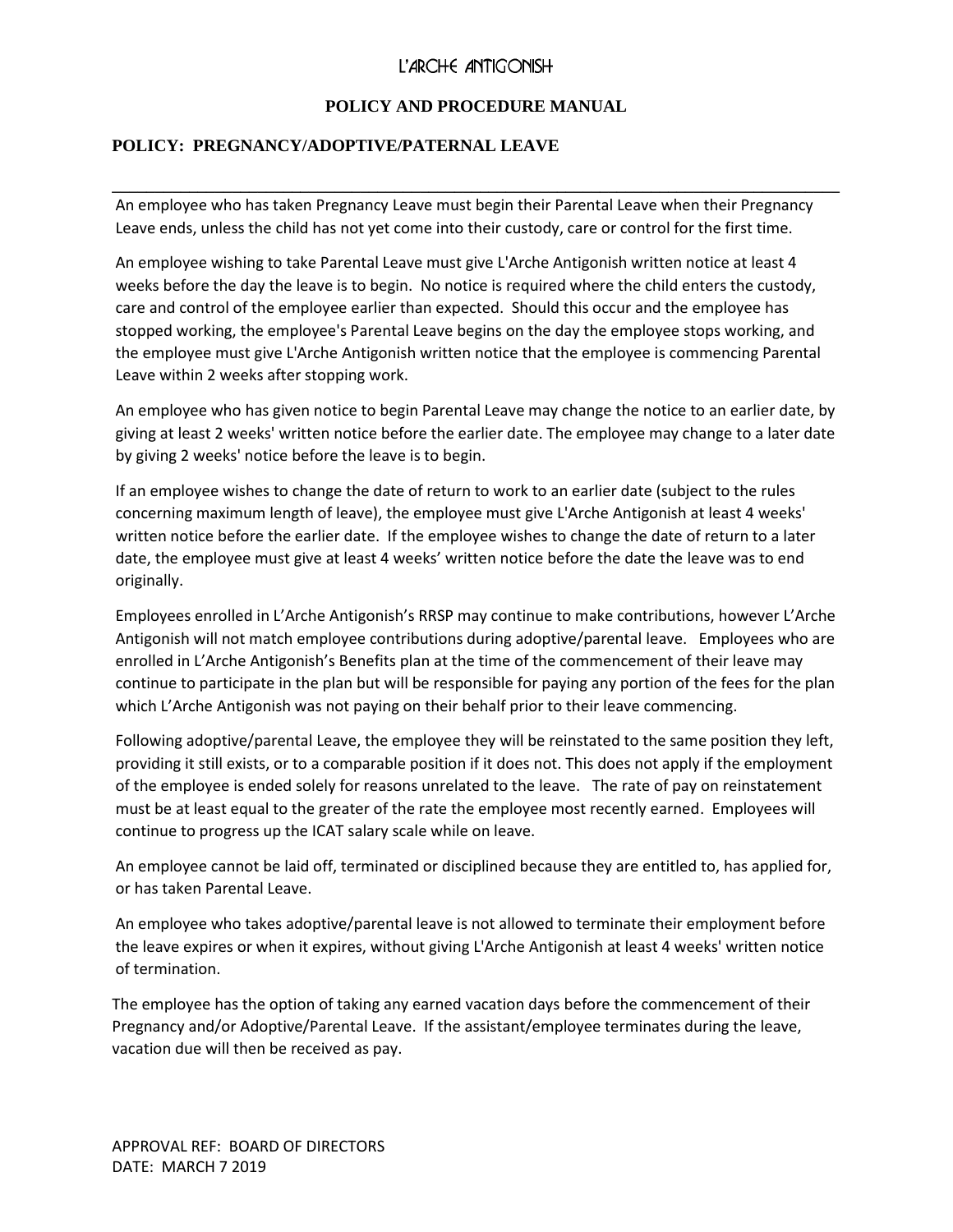L'ARCHE ANTIGONISH

**POLICY AND PROCEDURE MANUAL**

**POLICY: PREGNANCY/ADOPTIVE/PATERNAL LEAVE**

---

An employee who has taken Pregnancy Leave must begin their Parental Leave when their Pregnancy Leave ends, unless the child has not yet come into their custody, care or control for the first time.

An employee wishing to take Parental Leave must give L'Arche Antigonish written notice at least 4 weeks before the day the leave is to begin. No notice is required where the child enters the custody, care and control of the employee earlier than expected. Should this occur and the employee has stopped working, the employee's Parental Leave begins on the day the employee stops working, and the employee must give L'Arche Antigonish written notice that the employee is commencing Parental Leave within 2 weeks after stopping work.

An employee who has given notice to begin Parental Leave may change the notice to an earlier date, by giving at least 2 weeks' written notice before the earlier date. The employee may change to a later date by giving 2 weeks' notice before the leave is to begin.

If an employee wishes to change the date of return to work to an earlier date (subject to the rules concerning maximum length of leave), the employee must give L'Arche Antigonish at least 4 weeks' written notice before the earlier date. If the employee wishes to change the date of return to a later date, the employee must give at least 4 weeks' written notice before the date the leave was to end originally.

Employees enrolled in L'Arche Antigonish's RRSP may continue to make contributions, however L'Arche Antigonish will not match employee contributions during adoptive/parental leave. Employees who are enrolled in L'Arche Antigonish's Benefits plan at the time of the commencement of their leave may continue to participate in the plan but will be responsible for paying any portion of the fees for the plan which L'Arche Antigonish was not paying on their behalf prior to their leave commencing.

Following adoptive/parental Leave, the employee they will be reinstated to the same position they left, providing it still exists, or to a comparable position if it does not. This does not apply if the employment of the employee is ended solely for reasons unrelated to the leave. The rate of pay on reinstatement must be at least equal to the greater of the rate the employee most recently earned. Employees will continue to progress up the ICAT salary scale while on leave.

An employee cannot be laid off, terminated or disciplined because they are entitled to, has applied for, or has taken Parental Leave.

An employee who takes adoptive/parental leave is not allowed to terminate their employment before the leave expires or when it expires, without giving L'Arche Antigonish at least 4 weeks' written notice of termination.

The employee has the option of taking any earned vacation days before the commencement of their Pregnancy and/or Adoptive/Parental Leave. If the assistant/employee terminates during the leave, vacation due will then be received as pay.

APPROVAL REF: BOARD OF DIRECTORS
DATE: MARCH 7 2019